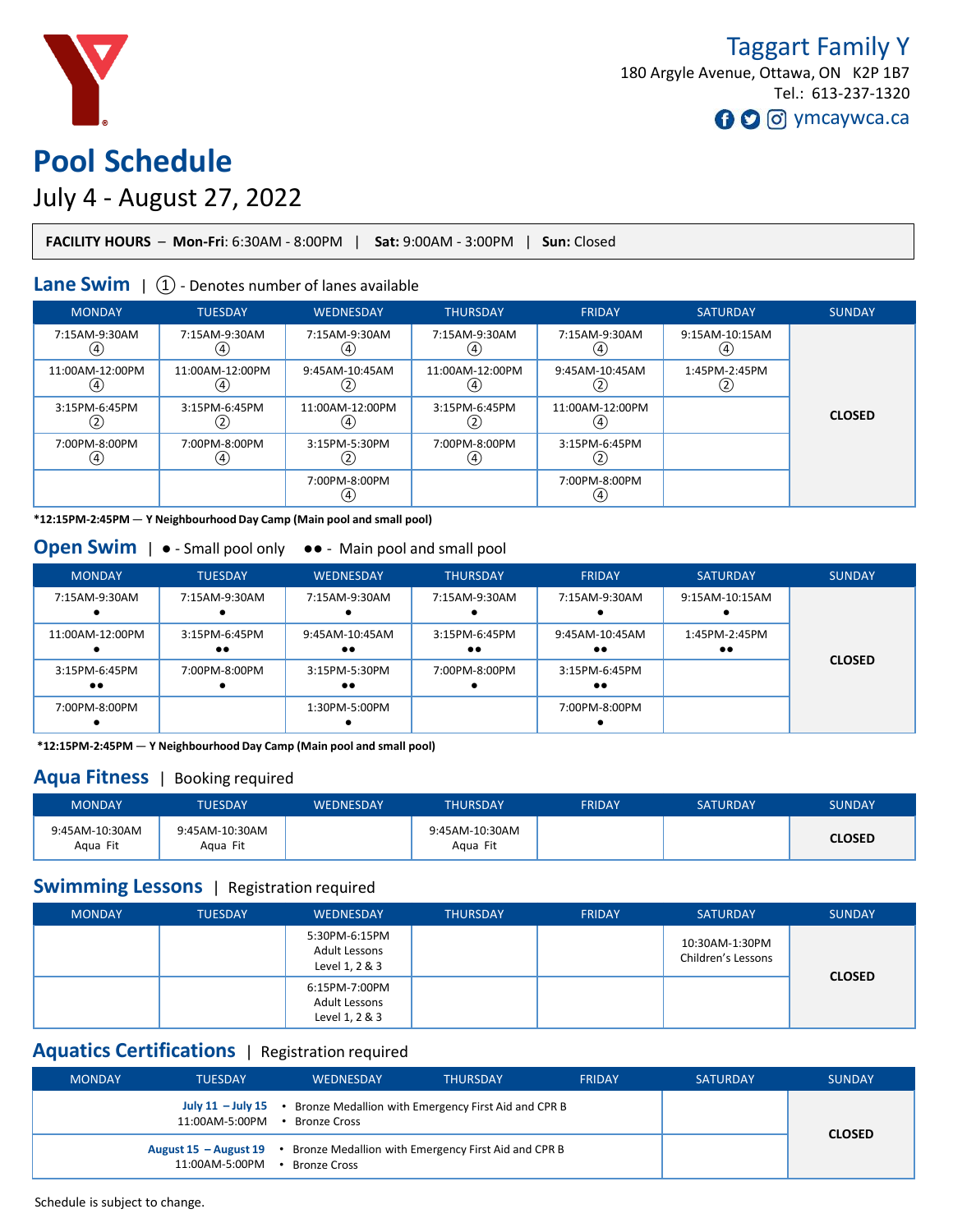Taggart Family Y
180 Argyle Avenue, Ottawa, ON K2P 1B7
Tel.: 613-237-1320
ymcaywca.ca

# Pool Schedule

## July 4 - August 27, 2022

**FACILITY HOURS** – **Mon-Fri**: 6:30AM - 8:00PM | **Sat:** 9:00AM - 3:00PM | **Sun:** Closed

## Lane Swim | ① - Denotes number of lanes available

| MONDAY | TUESDAY | WEDNESDAY | THURSDAY | FRIDAY | SATURDAY | SUNDAY |
|---|---|---|---|---|---|---|
| 7:15AM-9:30AM ④ | 7:15AM-9:30AM ④ | 7:15AM-9:30AM ④ | 7:15AM-9:30AM ④ | 7:15AM-9:30AM ④ | 9:15AM-10:15AM ④ | CLOSED |
| 11:00AM-12:00PM ④ | 11:00AM-12:00PM ④ | 9:45AM-10:45AM ② | 11:00AM-12:00PM ④ | 9:45AM-10:45AM ② | 1:45PM-2:45PM ② | |
| 3:15PM-6:45PM ② | 3:15PM-6:45PM ② | 11:00AM-12:00PM ④ | 3:15PM-6:45PM ② | 11:00AM-12:00PM ④ | | |
| 7:00PM-8:00PM ④ | 7:00PM-8:00PM ④ | 3:15PM-5:30PM ② | 7:00PM-8:00PM ④ | 3:15PM-6:45PM ② | | |
| | | 7:00PM-8:00PM ④ | | 7:00PM-8:00PM ④ | | |

**\*12:15PM-2:45PM — Y Neighbourhood Day Camp (Main pool and small pool)**

## Open Swim | ● - Small pool only ●● - Main pool and small pool

| MONDAY | TUESDAY | WEDNESDAY | THURSDAY | FRIDAY | SATURDAY | SUNDAY |
|---|---|---|---|---|---|---|
| 7:15AM-9:30AM ● | 7:15AM-9:30AM ● | 7:15AM-9:30AM ● | 7:15AM-9:30AM ● | 7:15AM-9:30AM ● | 9:15AM-10:15AM ● | CLOSED |
| 11:00AM-12:00PM ● | 3:15PM-6:45PM ●● | 9:45AM-10:45AM ●● | 3:15PM-6:45PM ●● | 9:45AM-10:45AM ●● | 1:45PM-2:45PM ●● | |
| 3:15PM-6:45PM ●● | 7:00PM-8:00PM ● | 3:15PM-5:30PM ●● | 7:00PM-8:00PM ● | 3:15PM-6:45PM ●● | | |
| 7:00PM-8:00PM ● | | 1:30PM-5:00PM ● | | 7:00PM-8:00PM ● | | |

**\*12:15PM-2:45PM — Y Neighbourhood Day Camp (Main pool and small pool)**

## Aqua Fitness | Booking required

| MONDAY | TUESDAY | WEDNESDAY | THURSDAY | FRIDAY | SATURDAY | SUNDAY |
|---|---|---|---|---|---|---|
| 9:45AM-10:30AM Aqua Fit | 9:45AM-10:30AM Aqua Fit | | 9:45AM-10:30AM Aqua Fit | | | CLOSED |

## Swimming Lessons | Registration required

| MONDAY | TUESDAY | WEDNESDAY | THURSDAY | FRIDAY | SATURDAY | SUNDAY |
|---|---|---|---|---|---|---|
| | | 5:30PM-6:15PM Adult Lessons Level 1, 2 & 3 | | | 10:30AM-1:30PM Children's Lessons | CLOSED |
| | | 6:15PM-7:00PM Adult Lessons Level 1, 2 & 3 | | | | |

## Aquatics Certifications | Registration required

| MONDAY – FRIDAY | SATURDAY | SUNDAY |
|---|---|---|
| **July 11 – July 15** 11:00AM-5:00PM • Bronze Medallion with Emergency First Aid and CPR B • Bronze Cross | | CLOSED |
| **August 15 – August 19** 11:00AM-5:00PM • Bronze Medallion with Emergency First Aid and CPR B • Bronze Cross | | |

Schedule is subject to change.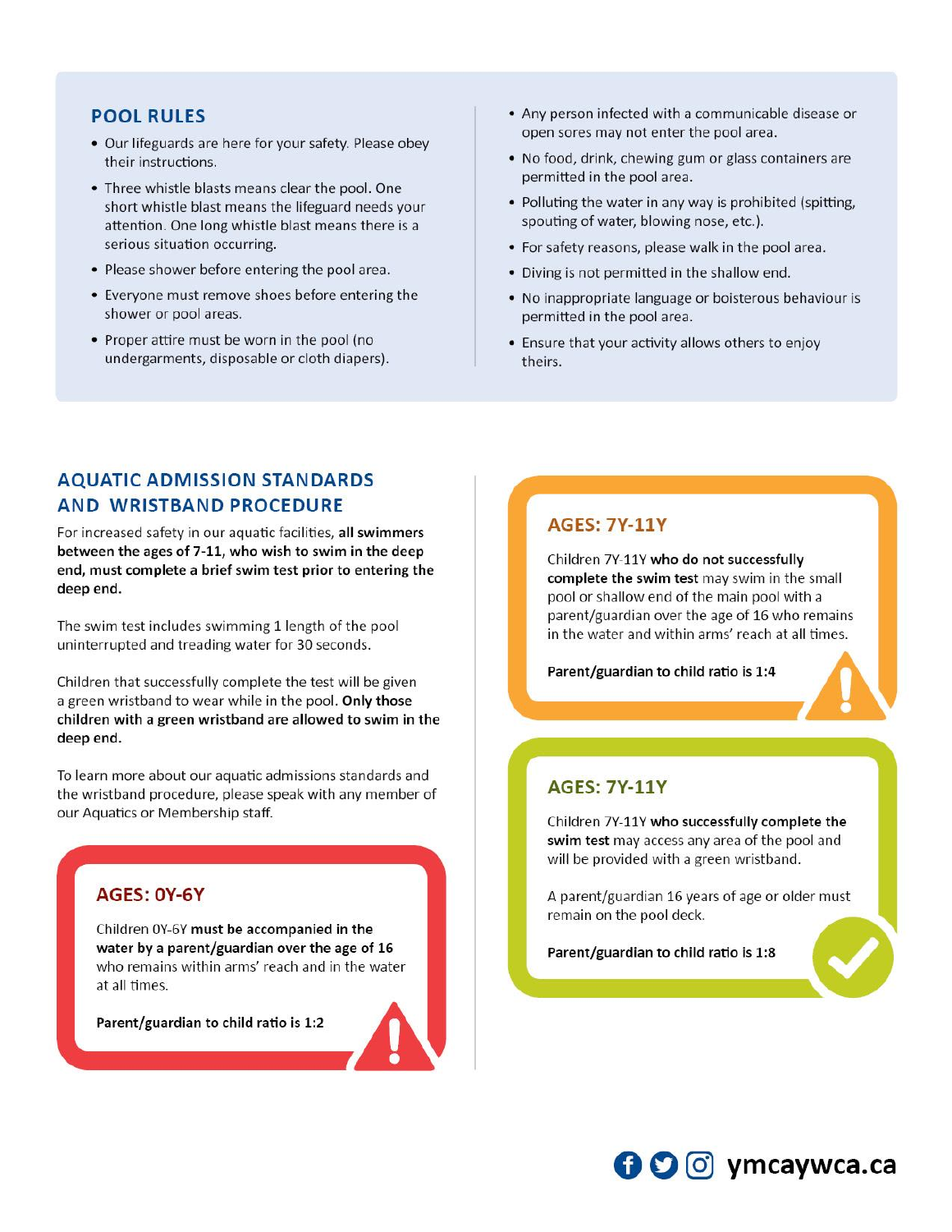## POOL RULES

- Our lifeguards are here for your safety. Please obey their instructions.
- Three whistle blasts means clear the pool. One short whistle blast means the lifeguard needs your attention. One long whistle blast means there is a serious situation occurring.
- Please shower before entering the pool area.
- Everyone must remove shoes before entering the shower or pool areas.
- Proper attire must be worn in the pool (no undergarments, disposable or cloth diapers).
- Any person infected with a communicable disease or open sores may not enter the pool area.
- No food, drink, chewing gum or glass containers are permitted in the pool area.
- Polluting the water in any way is prohibited (spitting, spouting of water, blowing nose, etc.).
- For safety reasons, please walk in the pool area.
- Diving is not permitted in the shallow end.
- No inappropriate language or boisterous behaviour is permitted in the pool area.
- Ensure that your activity allows others to enjoy theirs.

## AQUATIC ADMISSION STANDARDS AND WRISTBAND PROCEDURE

For increased safety in our aquatic facilities, **all swimmers between the ages of 7-11, who wish to swim in the deep end, must complete a brief swim test prior to entering the deep end.**

The swim test includes swimming 1 length of the pool uninterrupted and treading water for 30 seconds.

Children that successfully complete the test will be given a green wristband to wear while in the pool. **Only those children with a green wristband are allowed to swim in the deep end.**

To learn more about our aquatic admissions standards and the wristband procedure, please speak with any member of our Aquatics or Membership staff.

### AGES: 0Y-6Y

Children 0Y-6Y **must be accompanied in the water by a parent/guardian over the age of 16** who remains within arms' reach and in the water at all times.

**Parent/guardian to child ratio is 1:2**

### AGES: 7Y-11Y

Children 7Y-11Y **who do not successfully complete the swim test** may swim in the small pool or shallow end of the main pool with a parent/guardian over the age of 16 who remains in the water and within arms' reach at all times.

**Parent/guardian to child ratio is 1:4**

### AGES: 7Y-11Y

Children 7Y-11Y **who successfully complete the swim test** may access any area of the pool and will be provided with a green wristband.

A parent/guardian 16 years of age or older must remain on the pool deck.

**Parent/guardian to child ratio is 1:8**

ymcaywca.ca